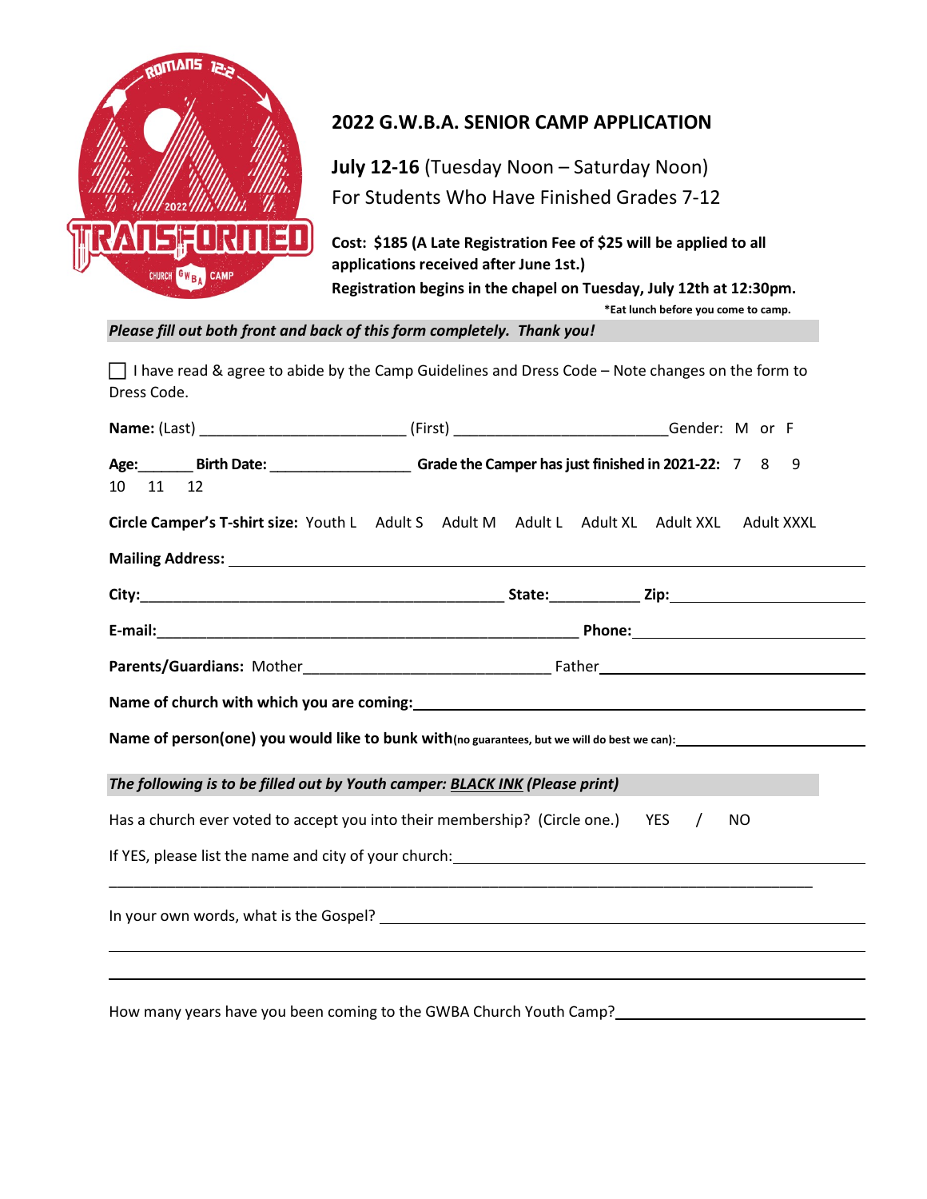# 2022 G.W.B.A. SENIOR CAMP APPLICATION

**July 12-16** (Tuesday Noon – Saturday Noon)
For Students Who Have Finished Grades 7-12

**Cost: $185 (A Late Registration Fee of $25 will be applied to all applications received after June 1st.)**
**Registration begins in the chapel on Tuesday, July 12th at 12:30pm.**
**\*Eat lunch before you come to camp.**

***Please fill out both front and back of this form completely. Thank you!***

☐ I have read & agree to abide by the Camp Guidelines and Dress Code – Note changes on the form to Dress Code.

**Name:** (Last) ________________________ (First) _________________________ Gender: M or F

**Age:**_______ **Birth Date:** _________________ **Grade the Camper has just finished in 2021-22:** 7 8 9 10 11 12

**Circle Camper's T-shirt size:** Youth L Adult S Adult M Adult L Adult XL Adult XXL Adult XXXL

**Mailing Address:** ____________________________________________

**City:**____________________________________________ **State:**___________ **Zip:**______________________

**E-mail:**___________________________________________________ **Phone:**____________________________

**Parents/Guardians:** Mother______________________________ Father________________________________

**Name of church with which you are coming:**____________________________________________

**Name of person(one) you would like to bunk with**(no guarantees, but we will do best we can):______________________

***The following is to be filled out by Youth camper: BLACK INK (Please print)***

Has a church ever voted to accept you into their membership? (Circle one.) YES / NO

If YES, please list the name and city of your church:____________________________________________

____________________________________________________________________________________

In your own words, what is the Gospel? ____________________________________________

____________________________________________________________________________________

____________________________________________________________________________________

How many years have you been coming to the GWBA Church Youth Camp?______________________________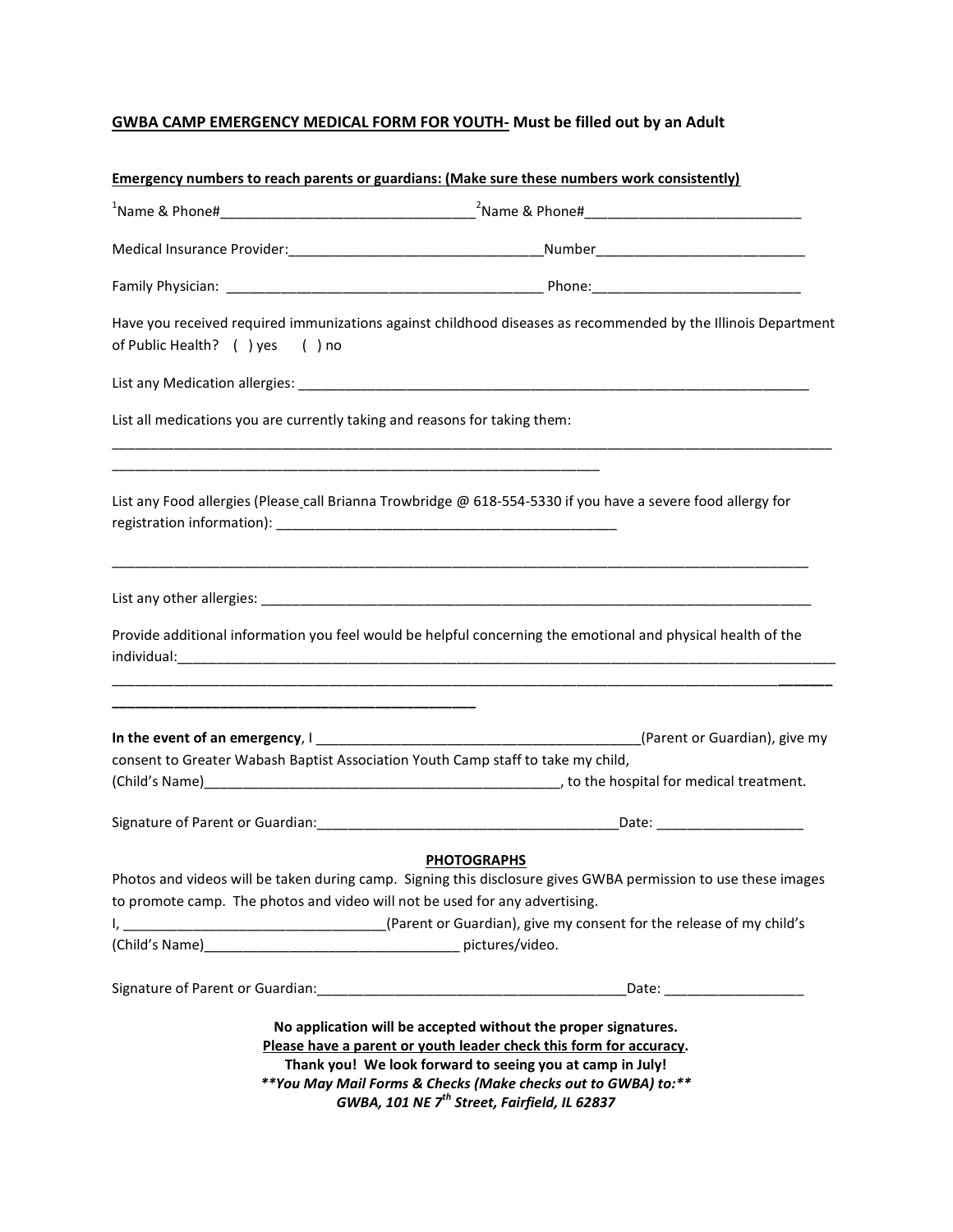**GWBA CAMP EMERGENCY MEDICAL FORM FOR YOUTH- Must be filled out by an Adult**

**Emergency numbers to reach parents or guardians: (Make sure these numbers work consistently)**

[1]Name & Phone#________________________________ [2]Name & Phone#___________________________

Medical Insurance Provider:________________________________Number__________________________

Family Physician: ________________________________________ Phone:__________________________

Have you received required immunizations against childhood diseases as recommended by the Illinois Department of Public Health? ( ) yes ( ) no

List any Medication allergies: ____________________________________________________________________

List all medications you are currently taking and reasons for taking them:

_____________________________________________________________________________________________

_______________________________________________________________

List any Food allergies (Please call Brianna Trowbridge @ 618-554-5330 if you have a severe food allergy for registration information): ____________________________________________

_____________________________________________________________________________________________

List any other allergies: _________________________________________________________________________

Provide additional information you feel would be helpful concerning the emotional and physical health of the individual:_____________________________________________________________________________________

_____________________________________________________________________________________________

_______________________________________________

**In the event of an emergency**, I __________________________________________(Parent or Guardian), give my consent to Greater Wabash Baptist Association Youth Camp staff to take my child, (Child's Name)______________________________________________, to the hospital for medical treatment.

Signature of Parent or Guardian:_______________________________________Date: __________________

**PHOTOGRAPHS**

Photos and videos will be taken during camp. Signing this disclosure gives GWBA permission to use these images to promote camp. The photos and video will not be used for any advertising.

I, _________________________________(Parent or Guardian), give my consent for the release of my child's (Child's Name)________________________________ pictures/video.

Signature of Parent or Guardian:_______________________________________Date: _________________

**No application will be accepted without the proper signatures.**

**Please have a parent or youth leader check this form for accuracy.**

**Thank you! We look forward to seeing you at camp in July!**

***\*\*You May Mail Forms & Checks (Make checks out to GWBA) to:\*\****

***GWBA, 101 NE 7th Street, Fairfield, IL 62837***